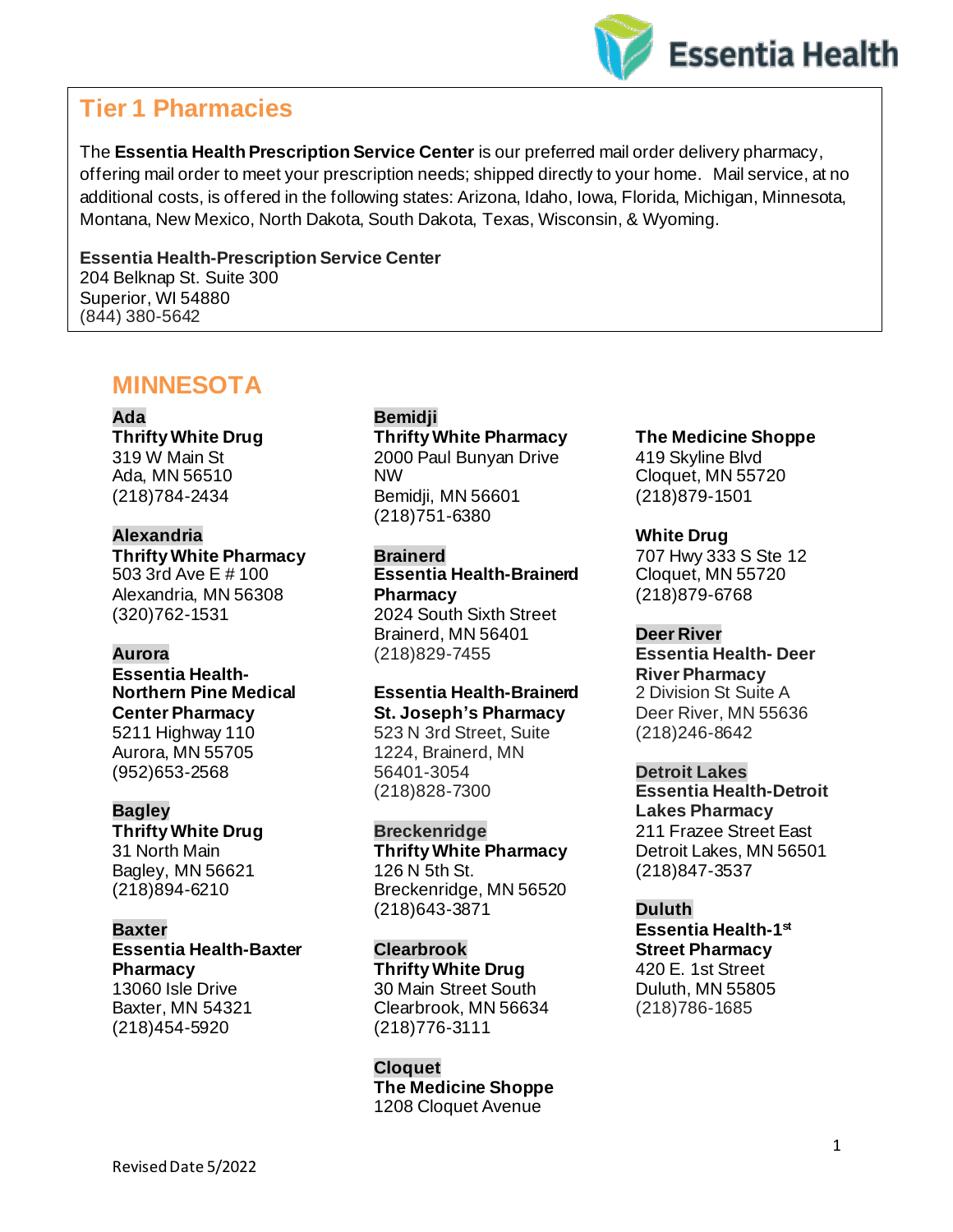## Tier 1 Pharmacies

The **Essentia Health Prescription Service Center** is our preferred mail order delivery pharmacy, offering mail order to meet your prescription needs; shipped directly to your home. Mail service, at no additional costs, is offered in the following states: Arizona, Idaho, Iowa, Florida, Michigan, Minnesota, Montana, New Mexico, North Dakota, South Dakota, Texas, Wisconsin, & Wyoming.

**Essentia Health-Prescription Service Center**
204 Belknap St. Suite 300
Superior, WI 54880
(844) 380-5642

## MINNESOTA

### Ada

**Thrifty White Drug**
319 W Main St
Ada, MN 56510
(218)784-2434

### Alexandria

**Thrifty White Pharmacy**
503 3rd Ave E # 100
Alexandria, MN 56308
(320)762-1531

### Aurora

**Essentia Health-Northern Pine Medical Center Pharmacy**
5211 Highway 110
Aurora, MN 55705
(952)653-2568

### Bagley

**Thrifty White Drug**
31 North Main
Bagley, MN 56621
(218)894-6210

### Baxter

**Essentia Health-Baxter Pharmacy**
13060 Isle Drive
Baxter, MN 54321
(218)454-5920

### Bemidji

**Thrifty White Pharmacy**
2000 Paul Bunyan Drive NW
Bemidji, MN 56601
(218)751-6380

### Brainerd

**Essentia Health-Brainerd Pharmacy**
2024 South Sixth Street
Brainerd, MN 56401
(218)829-7455

**Essentia Health-Brainerd St. Joseph's Pharmacy**
523 N 3rd Street, Suite 1224, Brainerd, MN 56401-3054
(218)828-7300

### Breckenridge

**Thrifty White Pharmacy**
126 N 5th St.
Breckenridge, MN 56520
(218)643-3871

### Clearbrook

**Thrifty White Drug**
30 Main Street South
Clearbrook, MN 56634
(218)776-3111

### Cloquet

**The Medicine Shoppe**
1208 Cloquet Avenue

**The Medicine Shoppe**
419 Skyline Blvd
Cloquet, MN 55720
(218)879-1501

**White Drug**
707 Hwy 333 S Ste 12
Cloquet, MN 55720
(218)879-6768

### Deer River

**Essentia Health- Deer River Pharmacy**
2 Division St Suite A
Deer River, MN 55636
(218)246-8642

### Detroit Lakes

**Essentia Health-Detroit Lakes Pharmacy**
211 Frazee Street East
Detroit Lakes, MN 56501
(218)847-3537

### Duluth

**Essentia Health-1st Street Pharmacy**
420 E. 1st Street
Duluth, MN 55805
(218)786-1685

Revised Date 5/2022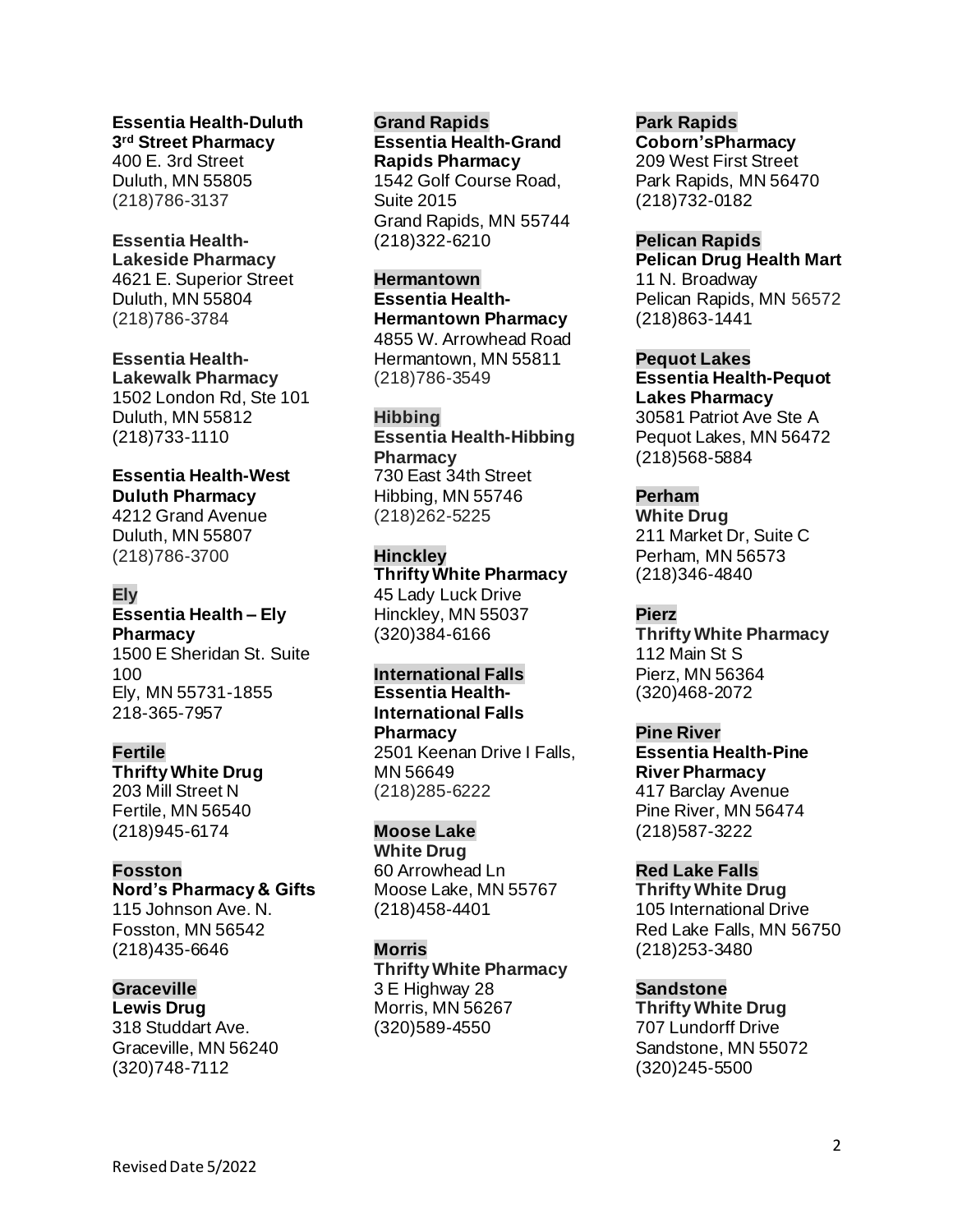**Essentia Health-Duluth 3rd Street Pharmacy**
400 E. 3rd Street
Duluth, MN 55805
(218)786-3137

**Essentia Health-Lakeside Pharmacy**
4621 E. Superior Street
Duluth, MN 55804
(218)786-3784

**Essentia Health-Lakewalk Pharmacy**
1502 London Rd, Ste 101
Duluth, MN 55812
(218)733-1110

**Essentia Health-West Duluth Pharmacy**
4212 Grand Avenue
Duluth, MN 55807
(218)786-3700

**Ely**
**Essentia Health – Ely Pharmacy**
1500 E Sheridan St. Suite 100
Ely, MN 55731-1855
218-365-7957

**Fertile**
**Thrifty White Drug**
203 Mill Street N
Fertile, MN 56540
(218)945-6174

**Fosston**
**Nord's Pharmacy & Gifts**
115 Johnson Ave. N.
Fosston, MN 56542
(218)435-6646

**Graceville**
**Lewis Drug**
318 Studdart Ave.
Graceville, MN 56240
(320)748-7112

**Grand Rapids**
**Essentia Health-Grand Rapids Pharmacy**
1542 Golf Course Road, Suite 2015
Grand Rapids, MN 55744
(218)322-6210

**Hermantown**
**Essentia Health-Hermantown Pharmacy**
4855 W. Arrowhead Road
Hermantown, MN 55811
(218)786-3549

**Hibbing**
**Essentia Health-Hibbing Pharmacy**
730 East 34th Street
Hibbing, MN 55746
(218)262-5225

**Hinckley**
**Thrifty White Pharmacy**
45 Lady Luck Drive
Hinckley, MN 55037
(320)384-6166

**International Falls**
**Essentia Health-International Falls Pharmacy**
2501 Keenan Drive I Falls, MN 56649
(218)285-6222

**Moose Lake**
**White Drug**
60 Arrowhead Ln
Moose Lake, MN 55767
(218)458-4401

**Morris**
**Thrifty White Pharmacy**
3 E Highway 28
Morris, MN 56267
(320)589-4550

**Park Rapids**
**Coborn'sPharmacy**
209 West First Street
Park Rapids, MN 56470
(218)732-0182

**Pelican Rapids**
**Pelican Drug Health Mart**
11 N. Broadway
Pelican Rapids, MN 56572
(218)863-1441

**Pequot Lakes**
**Essentia Health-Pequot Lakes Pharmacy**
30581 Patriot Ave Ste A
Pequot Lakes, MN 56472
(218)568-5884

**Perham**
**White Drug**
211 Market Dr, Suite C
Perham, MN 56573
(218)346-4840

**Pierz**
**Thrifty White Pharmacy**
112 Main St S
Pierz, MN 56364
(320)468-2072

**Pine River**
**Essentia Health-Pine River Pharmacy**
417 Barclay Avenue
Pine River, MN 56474
(218)587-3222

**Red Lake Falls**
**Thrifty White Drug**
105 International Drive
Red Lake Falls, MN 56750
(218)253-3480

**Sandstone**
**Thrifty White Drug**
707 Lundorff Drive
Sandstone, MN 55072
(320)245-5500

Revised Date 5/2022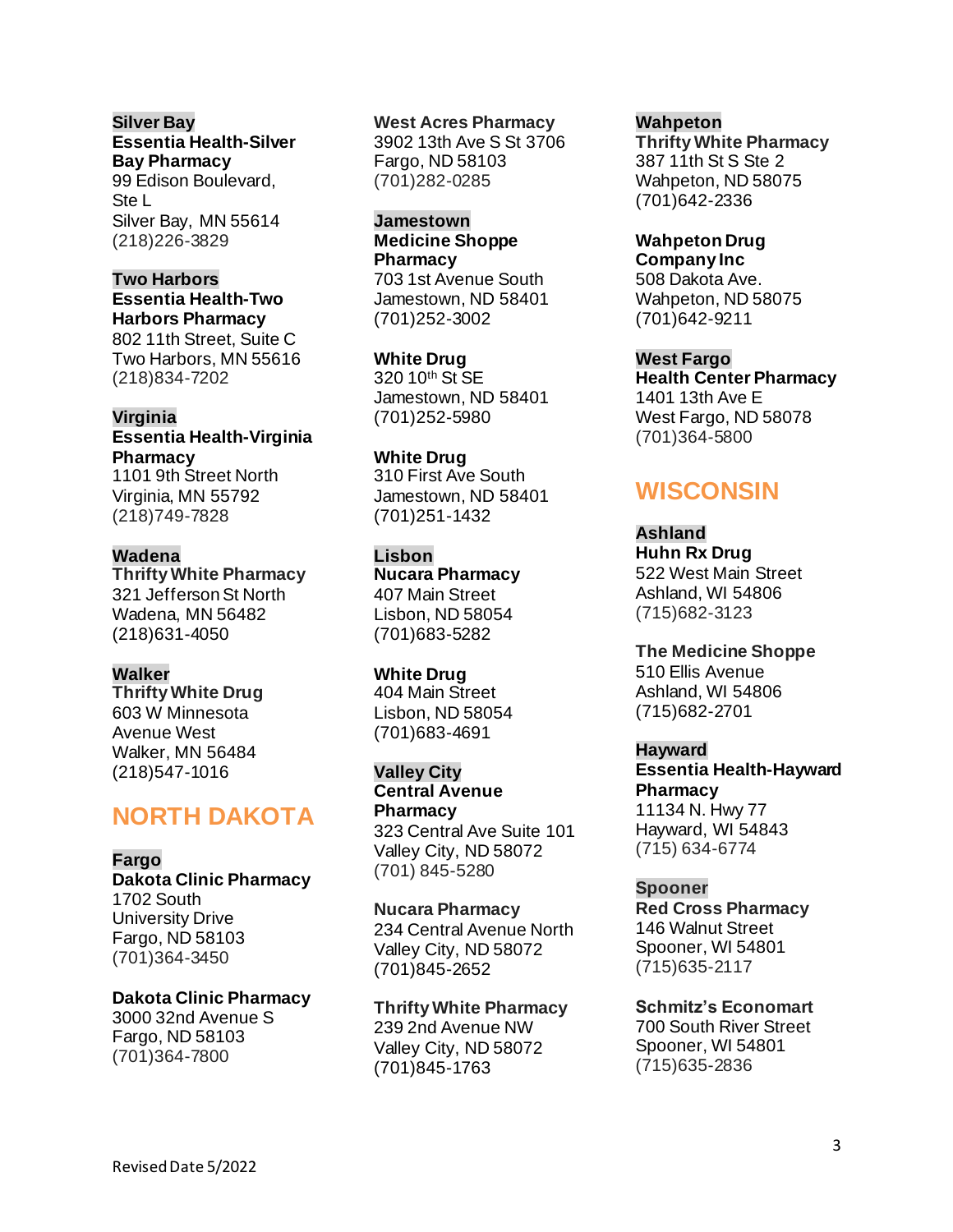**Silver Bay**
**Essentia Health-Silver Bay Pharmacy**
99 Edison Boulevard, Ste L
Silver Bay, MN 55614
(218)226-3829

**Two Harbors**
**Essentia Health-Two Harbors Pharmacy**
802 11th Street, Suite C
Two Harbors, MN 55616
(218)834-7202

**Virginia**
**Essentia Health-Virginia Pharmacy**
1101 9th Street North
Virginia, MN 55792
(218)749-7828

**Wadena**
**Thrifty White Pharmacy**
321 Jefferson St North
Wadena, MN 56482
(218)631-4050

**Walker**
**Thrifty White Drug**
603 W Minnesota Avenue West
Walker, MN 56484
(218)547-1016

## NORTH DAKOTA

**Fargo**
**Dakota Clinic Pharmacy**
1702 South University Drive
Fargo, ND 58103
(701)364-3450

**Dakota Clinic Pharmacy**
3000 32nd Avenue S
Fargo, ND 58103
(701)364-7800

**West Acres Pharmacy**
3902 13th Ave S St 3706
Fargo, ND 58103
(701)282-0285

**Jamestown**
**Medicine Shoppe Pharmacy**
703 1st Avenue South
Jamestown, ND 58401
(701)252-3002

**White Drug**
320 10th St SE
Jamestown, ND 58401
(701)252-5980

**White Drug**
310 First Ave South
Jamestown, ND 58401
(701)251-1432

**Lisbon**
**Nucara Pharmacy**
407 Main Street
Lisbon, ND 58054
(701)683-5282

**White Drug**
404 Main Street
Lisbon, ND 58054
(701)683-4691

**Valley City**
**Central Avenue Pharmacy**
323 Central Ave Suite 101
Valley City, ND 58072
(701) 845-5280

**Nucara Pharmacy**
234 Central Avenue North
Valley City, ND 58072
(701)845-2652

**Thrifty White Pharmacy**
239 2nd Avenue NW
Valley City, ND 58072
(701)845-1763

**Wahpeton**
**Thrifty White Pharmacy**
387 11th St S Ste 2
Wahpeton, ND 58075
(701)642-2336

**Wahpeton Drug Company Inc**
508 Dakota Ave.
Wahpeton, ND 58075
(701)642-9211

**West Fargo**
**Health Center Pharmacy**
1401 13th Ave E
West Fargo, ND 58078
(701)364-5800

## WISCONSIN

**Ashland**
**Huhn Rx Drug**
522 West Main Street
Ashland, WI 54806
(715)682-3123

**The Medicine Shoppe**
510 Ellis Avenue
Ashland, WI 54806
(715)682-2701

**Hayward**
**Essentia Health-Hayward Pharmacy**
11134 N. Hwy 77
Hayward, WI 54843
(715) 634-6774

**Spooner**
**Red Cross Pharmacy**
146 Walnut Street
Spooner, WI 54801
(715)635-2117

**Schmitz's Economart**
700 South River Street
Spooner, WI 54801
(715)635-2836

Revised Date 5/2022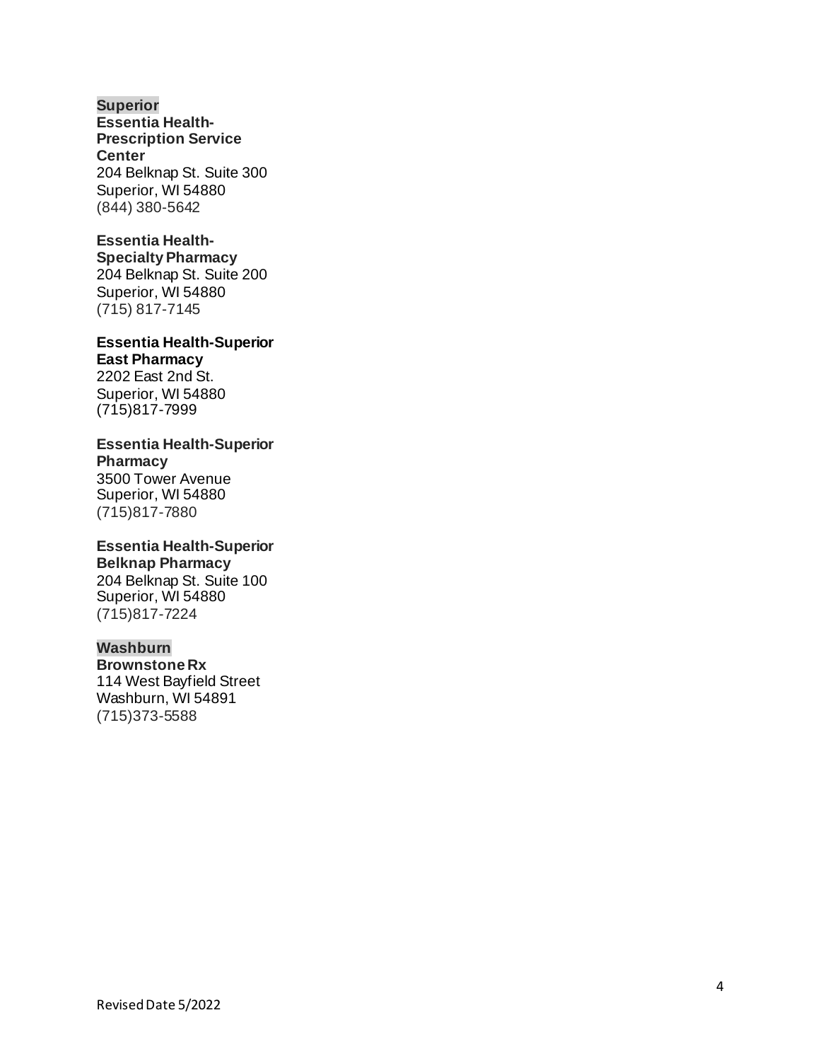**Superior**

**Essentia Health-Prescription Service Center**
204 Belknap St. Suite 300
Superior, WI 54880
(844) 380-5642

**Essentia Health-Specialty Pharmacy**
204 Belknap St. Suite 200
Superior, WI 54880
(715) 817-7145

**Essentia Health-Superior East Pharmacy**
2202 East 2nd St.
Superior, WI 54880
(715)817-7999

**Essentia Health-Superior Pharmacy**
3500 Tower Avenue
Superior, WI 54880
(715)817-7880

**Essentia Health-Superior Belknap Pharmacy**
204 Belknap St. Suite 100
Superior, WI 54880
(715)817-7224

**Washburn**

**Brownstone Rx**
114 West Bayfield Street
Washburn, WI 54891
(715)373-5588

Revised Date 5/2022